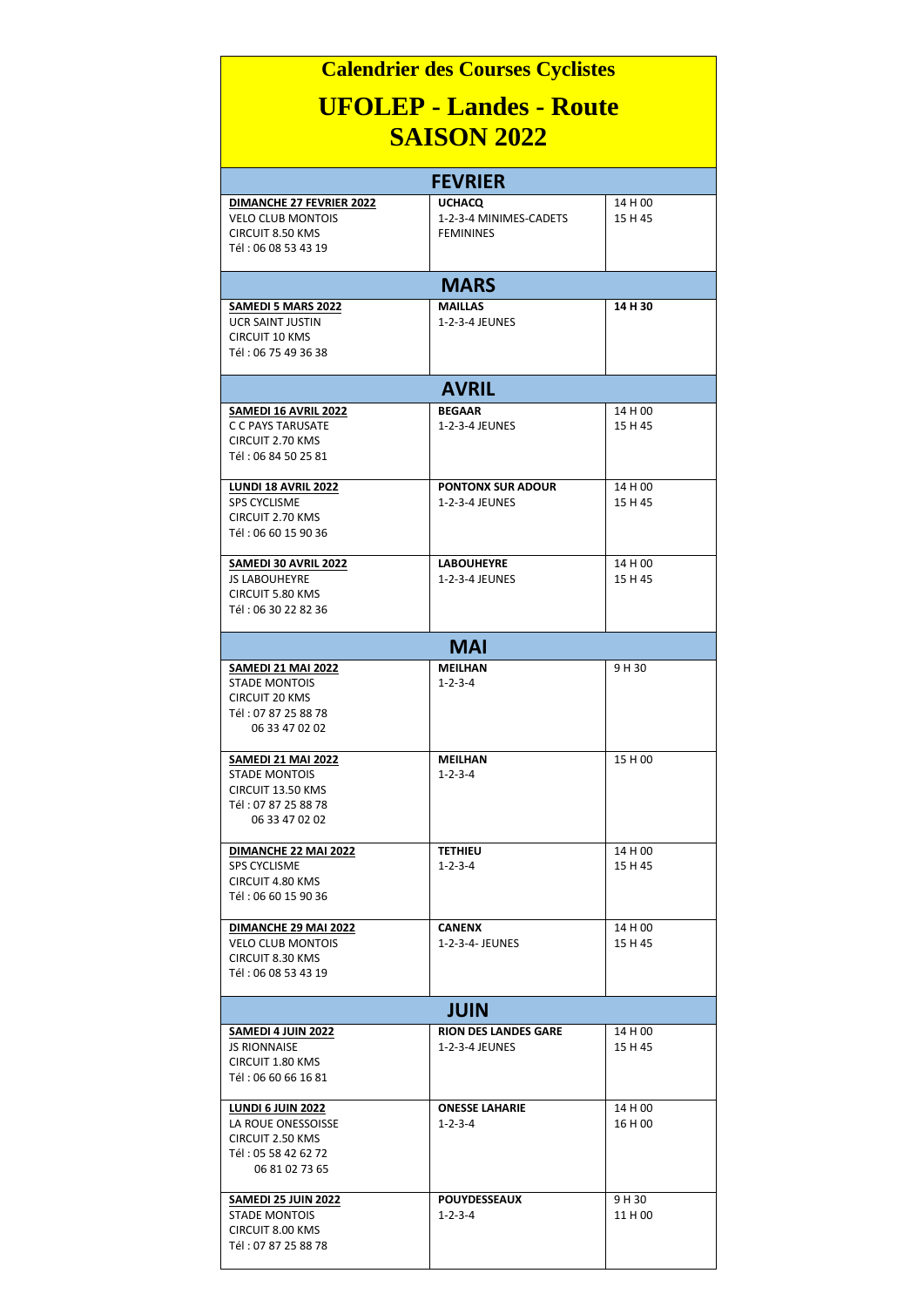# Calendrier des Courses Cyclistes

# UFOLEP - Landes - Route SAISON 2022

| FEVRIER | | |
|---|---|---|
| **DIMANCHE 27 FEVRIER 2022**<br>VELO CLUB MONTOIS<br>CIRCUIT 8.50 KMS<br>Tél : 06 08 53 43 19 | **UCHACQ**<br>1-2-3-4 MINIMES-CADETS<br>FEMININES | 14 H 00<br>15 H 45 |
| **MARS** | | |
| **SAMEDI 5 MARS 2022**<br>UCR SAINT JUSTIN<br>CIRCUIT 10 KMS<br>Tél : 06 75 49 36 38 | **MAILLAS**<br>1-2-3-4 JEUNES | **14 H 30** |
| **AVRIL** | | |
| **SAMEDI 16 AVRIL 2022**<br>C C PAYS TARUSATE<br>CIRCUIT 2.70 KMS<br>Tél : 06 84 50 25 81 | **BEGAAR**<br>1-2-3-4 JEUNES | 14 H 00<br>15 H 45 |
| **LUNDI 18 AVRIL 2022**<br>SPS CYCLISME<br>CIRCUIT 2.70 KMS<br>Tél : 06 60 15 90 36 | **PONTONX SUR ADOUR**<br>1-2-3-4 JEUNES | 14 H 00<br>15 H 45 |
| **SAMEDI 30 AVRIL 2022**<br>JS LABOUHEYRE<br>CIRCUIT 5.80 KMS<br>Tél : 06 30 22 82 36 | **LABOUHEYRE**<br>1-2-3-4 JEUNES | 14 H 00<br>15 H 45 |
| **MAI** | | |
| **SAMEDI 21 MAI 2022**<br>STADE MONTOIS<br>CIRCUIT 20 KMS<br>Tél : 07 87 25 88 78<br>06 33 47 02 02 | **MEILHAN**<br>1-2-3-4 | 9 H 30 |
| **SAMEDI 21 MAI 2022**<br>STADE MONTOIS<br>CIRCUIT 13.50 KMS<br>Tél : 07 87 25 88 78<br>06 33 47 02 02 | **MEILHAN**<br>1-2-3-4 | 15 H 00 |
| **DIMANCHE 22 MAI 2022**<br>SPS CYCLISME<br>CIRCUIT 4.80 KMS<br>Tél : 06 60 15 90 36 | **TETHIEU**<br>1-2-3-4 | 14 H 00<br>15 H 45 |
| **DIMANCHE 29 MAI 2022**<br>VELO CLUB MONTOIS<br>CIRCUIT 8.30 KMS<br>Tél : 06 08 53 43 19 | **CANENX**<br>1-2-3-4- JEUNES | 14 H 00<br>15 H 45 |
| **JUIN** | | |
| **SAMEDI 4 JUIN 2022**<br>JS RIONNAISE<br>CIRCUIT 1.80 KMS<br>Tél : 06 60 66 16 81 | **RION DES LANDES GARE**<br>1-2-3-4 JEUNES | 14 H 00<br>15 H 45 |
| **LUNDI 6 JUIN 2022**<br>LA ROUE ONESSOISSE<br>CIRCUIT 2.50 KMS<br>Tél : 05 58 42 62 72<br>06 81 02 73 65 | **ONESSE LAHARIE**<br>1-2-3-4 | 14 H 00<br>16 H 00 |
| **SAMEDI 25 JUIN 2022**<br>STADE MONTOIS<br>CIRCUIT 8.00 KMS<br>Tél : 07 87 25 88 78 | **POUYDESSEAUX**<br>1-2-3-4 | 9 H 30<br>11 H 00 |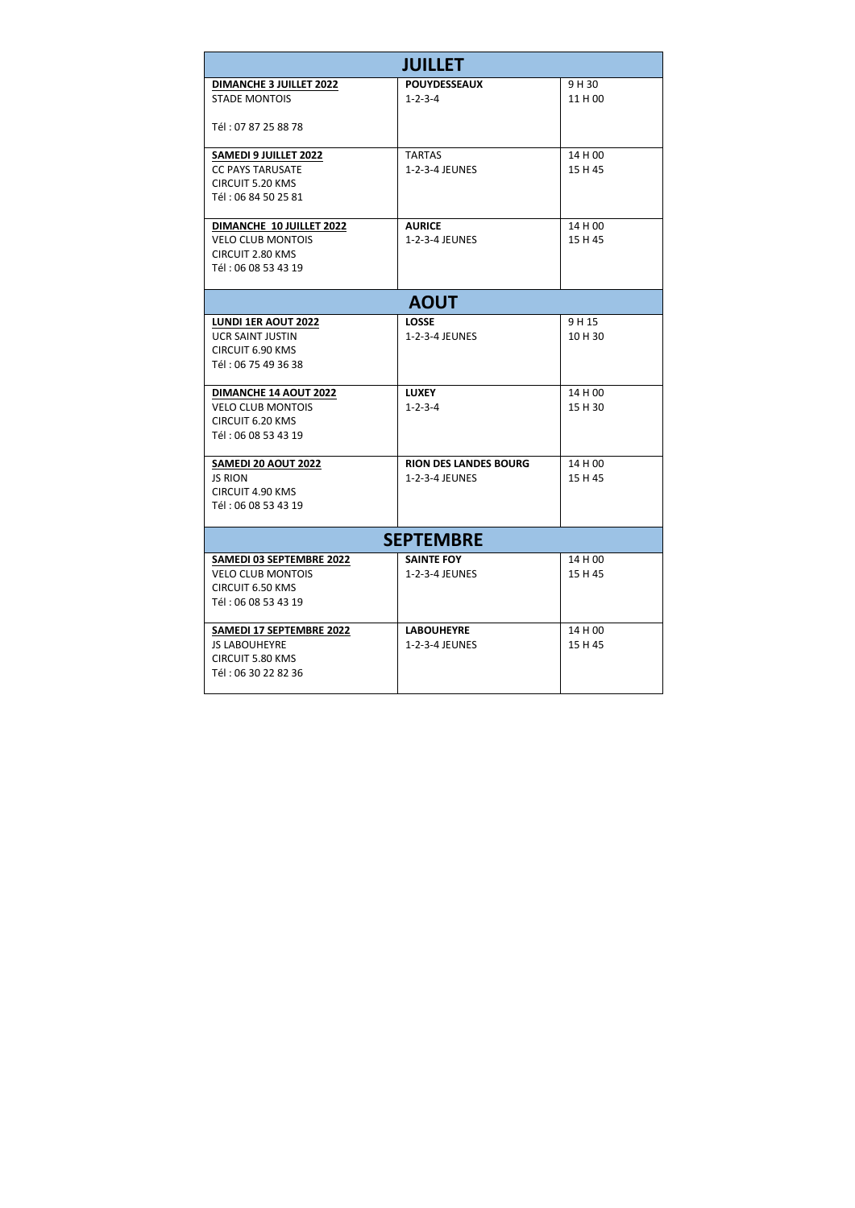| | | |
|---|---|---|
| **JUILLET** | | |
| **DIMANCHE 3 JUILLET 2022**<br>STADE MONTOIS<br><br>Tél : 07 87 25 88 78 | **POUYDESSEAUX**<br>1-2-3-4 | 9 H 30<br>11 H 00 |
| **SAMEDI 9 JUILLET 2022**<br>CC PAYS TARUSATE<br>CIRCUIT 5.20 KMS<br>Tél : 06 84 50 25 81 | TARTAS<br>1-2-3-4 JEUNES | 14 H 00<br>15 H 45 |
| **DIMANCHE 10 JUILLET 2022**<br>VELO CLUB MONTOIS<br>CIRCUIT 2.80 KMS<br>Tél : 06 08 53 43 19 | **AURICE**<br>1-2-3-4 JEUNES | 14 H 00<br>15 H 45 |
| **AOUT** | | |
| **LUNDI 1ER AOUT 2022**<br>UCR SAINT JUSTIN<br>CIRCUIT 6.90 KMS<br>Tél : 06 75 49 36 38 | **LOSSE**<br>1-2-3-4 JEUNES | 9 H 15<br>10 H 30 |
| **DIMANCHE 14 AOUT 2022**<br>VELO CLUB MONTOIS<br>CIRCUIT 6.20 KMS<br>Tél : 06 08 53 43 19 | **LUXEY**<br>1-2-3-4 | 14 H 00<br>15 H 30 |
| **SAMEDI 20 AOUT 2022**<br>JS RION<br>CIRCUIT 4.90 KMS<br>Tél : 06 08 53 43 19 | **RION DES LANDES BOURG**<br>1-2-3-4 JEUNES | 14 H 00<br>15 H 45 |
| **SEPTEMBRE** | | |
| **SAMEDI 03 SEPTEMBRE 2022**<br>VELO CLUB MONTOIS<br>CIRCUIT 6.50 KMS<br>Tél : 06 08 53 43 19 | **SAINTE FOY**<br>1-2-3-4 JEUNES | 14 H 00<br>15 H 45 |
| **SAMEDI 17 SEPTEMBRE 2022**<br>JS LABOUHEYRE<br>CIRCUIT 5.80 KMS<br>Tél : 06 30 22 82 36 | **LABOUHEYRE**<br>1-2-3-4 JEUNES | 14 H 00<br>15 H 45 |